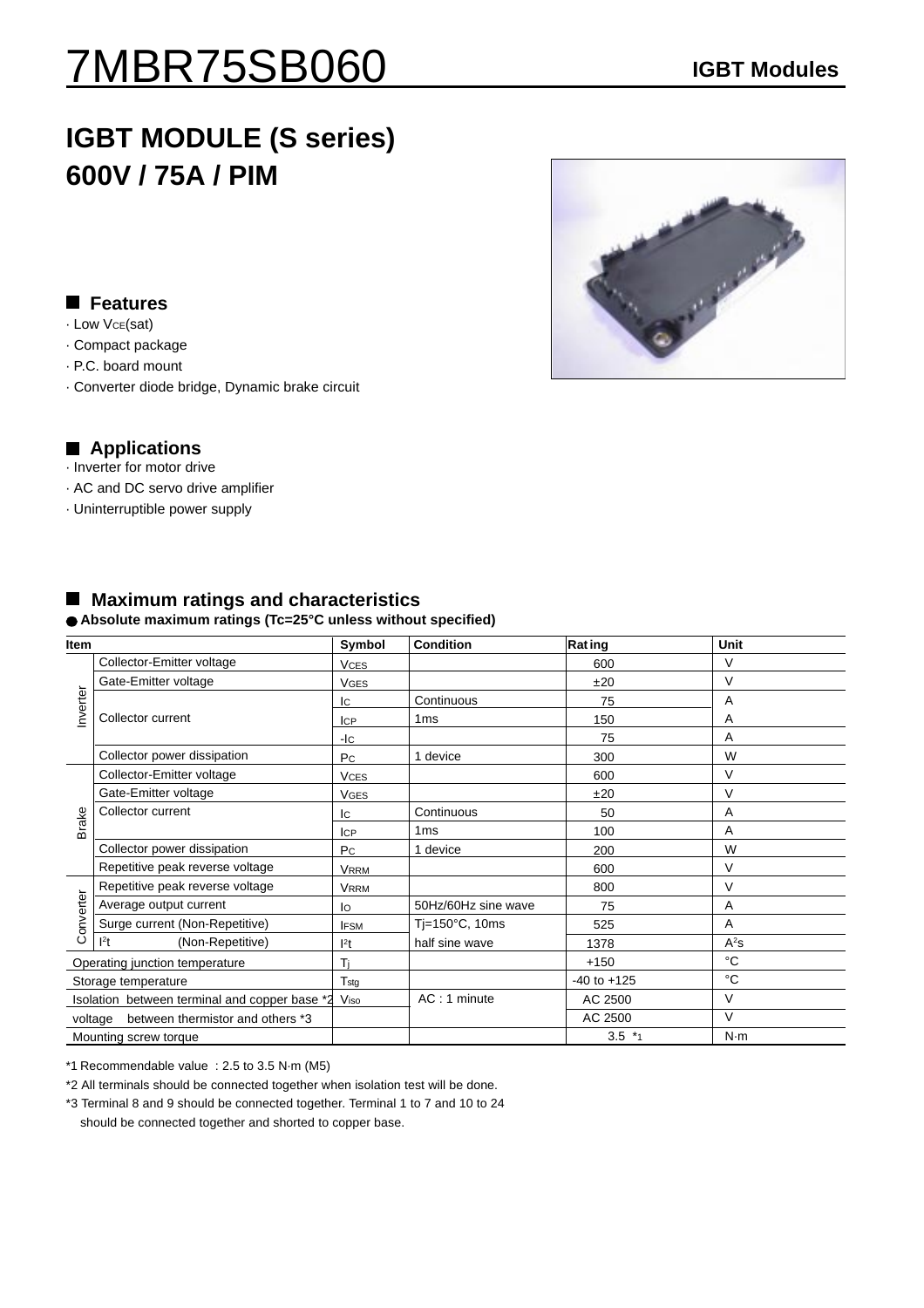# 7MBR75SB060

**IGBT Modules**

## IGBT MODULE (S series)
## 600V / 75A / PIM

### Features

- · Low $V_{CE}$(sat)
- · Compact package
- · P.C. board mount
- · Converter diode bridge, Dynamic brake circuit

### Applications

- · Inverter for motor drive
- · AC and DC servo drive amplifier
- · Uninterruptible power supply

### Maximum ratings and characteristics

**Absolute maximum ratings (Tc=25°C unless without specified)**

| Item | | Symbol | Condition | Rating | Unit |
|---|---|---|---|---|---|
| Inverter | Collector-Emitter voltage | $V_{CES}$ | | 600 | V |
| | Gate-Emitter voltage | $V_{GES}$ | | ±20 | V |
| | Collector current | $I_C$ | Continuous | 75 | A |
| | | $I_{CP}$ | 1ms | 150 | A |
| | | $-I_C$ | | 75 | A |
| | Collector power dissipation | $P_C$ | 1 device | 300 | W |
| Brake | Collector-Emitter voltage | $V_{CES}$ | | 600 | V |
| | Gate-Emitter voltage | $V_{GES}$ | | ±20 | V |
| | Collector current | $I_C$ | Continuous | 50 | A |
| | | $I_{CP}$ | 1ms | 100 | A |
| | Collector power dissipation | $P_C$ | 1 device | 200 | W |
| | Repetitive peak reverse voltage | $V_{RRM}$ | | 600 | V |
| Converter | Repetitive peak reverse voltage | $V_{RRM}$ | | 800 | V |
| | Average output current | $I_O$ | 50Hz/60Hz sine wave | 75 | A |
| | Surge current (Non-Repetitive) | $I_{FSM}$ | Tj=150°C, 10ms | 525 | A |
| | $I^2t$ (Non-Repetitive) | $I^2t$ | half sine wave | 1378 | $A^2s$ |
| Operating junction temperature | | $T_j$ | | +150 | °C |
| Storage temperature | | $T_{stg}$ | | -40 to +125 | °C |
| Isolation voltage | between terminal and copper base *2 | $V_{iso}$ | AC : 1 minute | AC 2500 | V |
| | between thermistor and others *3 | | | AC 2500 | V |
| Mounting screw torque | | | | 3.5 *1 | N·m |

*1 Recommendable value : 2.5 to 3.5 N·m (M5)

*2 All terminals should be connected together when isolation test will be done.

*3 Terminal 8 and 9 should be connected together. Terminal 1 to 7 and 10 to 24 should be connected together and shorted to copper base.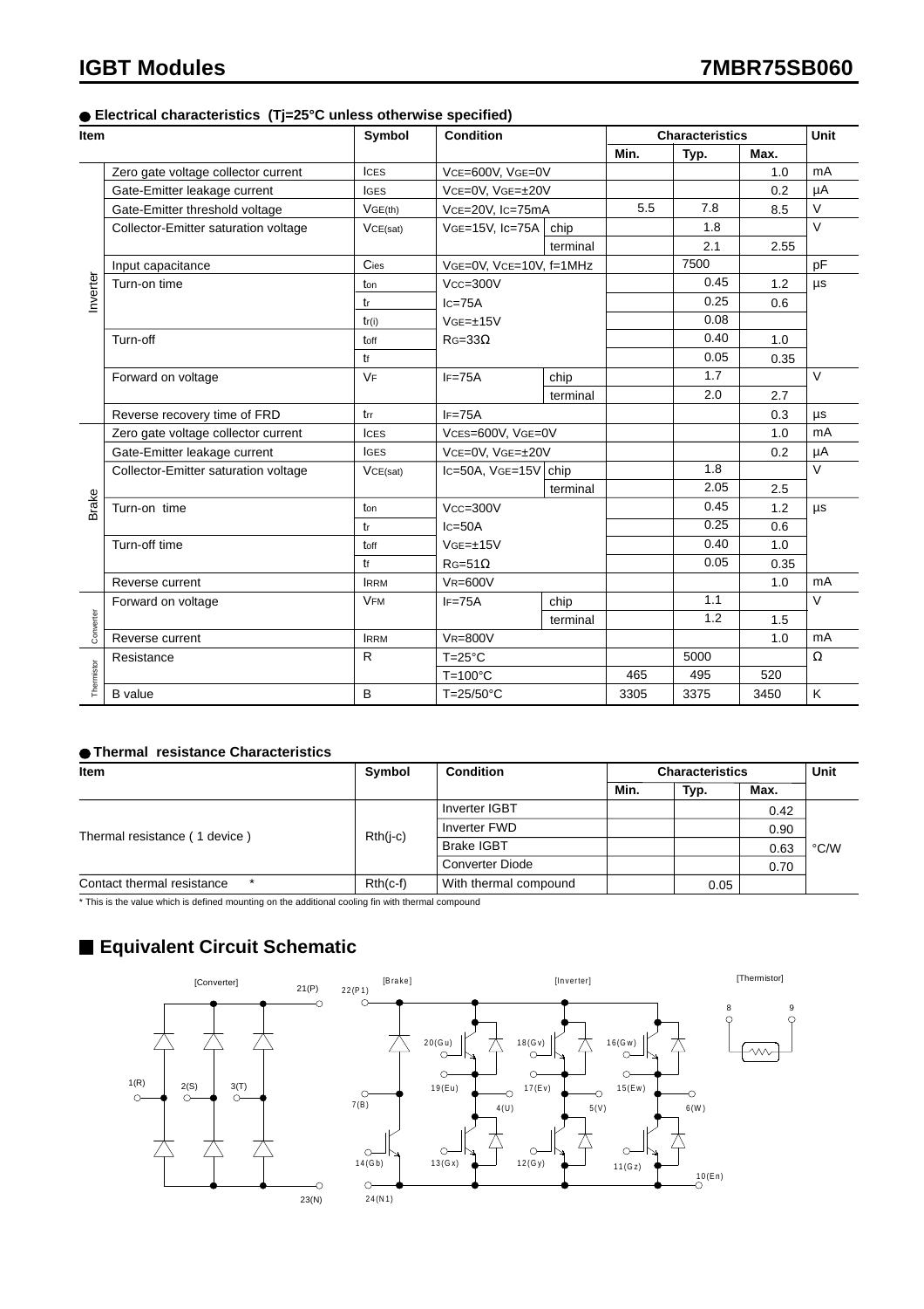IGBT Modules **7MBR75SB060**

## ● Electrical characteristics (Tj=25°C unless otherwise specified)

| Item | | Symbol | Condition | | Characteristics | | | Unit |
|---|---|---|---|---|---|---|---|---|
| | | | | | Min. | Typ. | Max. | |
| Inverter | Zero gate voltage collector current | $I_{CES}$ | $V_{CE}$=600V, $V_{GE}$=0V | | | | 1.0 | mA |
| | Gate-Emitter leakage current | $I_{GES}$ | $V_{CE}$=0V, $V_{GE}$=±20V | | | | 0.2 | μA |
| | Gate-Emitter threshold voltage | $V_{GE(th)}$ | $V_{CE}$=20V, $I_C$=75mA | | 5.5 | 7.8 | 8.5 | V |
| | Collector-Emitter saturation voltage | $V_{CE(sat)}$ | $V_{GE}$=15V, $I_C$=75A | chip | | 1.8 | | V |
| | | | | terminal | | 2.1 | 2.55 | |
| | Input capacitance | $C_{ies}$ | $V_{GE}$=0V, $V_{CE}$=10V, f=1MHz | | | 7500 | | pF |
| | Turn-on time | $t_{on}$ | $V_{CC}$=300V | | | 0.45 | 1.2 | μs |
| | | $t_r$ | $I_C$=75A | | | 0.25 | 0.6 | |
| | | $t_{r(i)}$ | $V_{GE}$=±15V | | | 0.08 | | |
| | Turn-off | $t_{off}$ | $R_G$=33Ω | | | 0.40 | 1.0 | |
| | | $t_f$ | | | | 0.05 | 0.35 | |
| | Forward on voltage | $V_F$ | $I_F$=75A | chip | | 1.7 | | V |
| | | | | terminal | | 2.0 | 2.7 | |
| | Reverse recovery time of FRD | $t_{rr}$ | $I_F$=75A | | | | 0.3 | μs |
| Brake | Zero gate voltage collector current | $I_{CES}$ | $V_{CES}$=600V, $V_{GE}$=0V | | | | 1.0 | mA |
| | Gate-Emitter leakage current | $I_{GES}$ | $V_{CE}$=0V, $V_{GE}$=±20V | | | | 0.2 | μA |
| | Collector-Emitter saturation voltage | $V_{CE(sat)}$ | $I_C$=50A, $V_{GE}$=15V | chip | | 1.8 | | V |
| | | | | terminal | | 2.05 | 2.5 | |
| | Turn-on time | $t_{on}$ | $V_{CC}$=300V | | | 0.45 | 1.2 | μs |
| | | $t_r$ | $I_C$=50A | | | 0.25 | 0.6 | |
| | Turn-off time | $t_{off}$ | $V_{GE}$=±15V | | | 0.40 | 1.0 | |
| | | $t_f$ | $R_G$=51Ω | | | 0.05 | 0.35 | |
| | Reverse current | $I_{RRM}$ | $V_R$=600V | | | | 1.0 | mA |
| Converter | Forward on voltage | $V_{FM}$ | $I_F$=75A | chip | | 1.1 | | V |
| | | | | terminal | | 1.2 | 1.5 | |
| | Reverse current | $I_{RRM}$ | $V_R$=800V | | | | 1.0 | mA |
| Thermistor | Resistance | R | T=25°C | | | 5000 | | Ω |
| | | | T=100°C | | 465 | 495 | 520 | |
| | B value | B | T=25/50°C | | 3305 | 3375 | 3450 | K |

## ● Thermal resistance Characteristics

| Item | Symbol | Condition | Characteristics | | | Unit |
|---|---|---|---|---|---|---|
| | | | Min. | Typ. | Max. | |
| Thermal resistance ( 1 device ) | Rth(j-c) | Inverter IGBT | | | 0.42 | °C/W |
| | | Inverter FWD | | | 0.90 | |
| | | Brake IGBT | | | 0.63 | |
| | | Converter Diode | | | 0.70 | |
| Contact thermal resistance * | Rth(c-f) | With thermal compound | | 0.05 | | |

* This is the value which is defined mounting on the additional cooling fin with thermal compound

## ■ Equivalent Circuit Schematic

[Converter] [Brake] [Inverter] [Thermistor]

21(P) 22(P1) 1(R) 2(S) 3(T) 23(N) 7(B) 14(Gb) 24(N1) 20(Gu) 19(Eu) 4(U) 13(Gx) 18(Gv) 17(Ev) 5(V) 12(Gy) 16(Gw) 15(Ew) 6(W) 11(Gz) 10(En) 8 9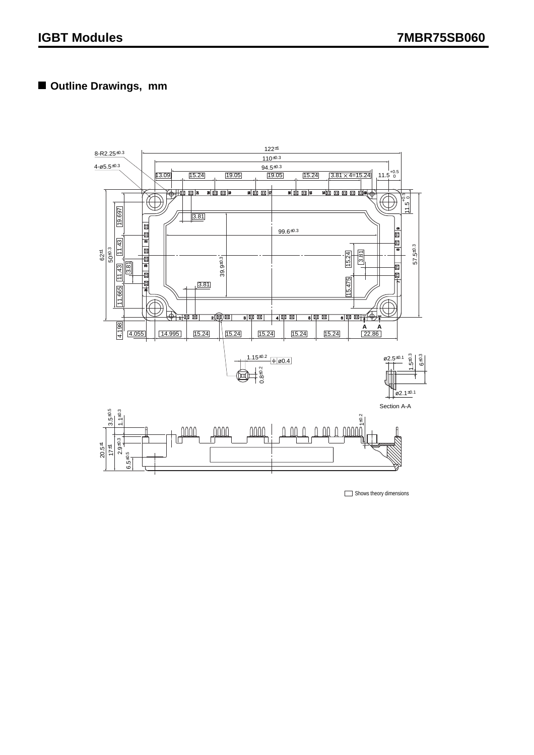## ■ Outline Drawings, mm

122±1

110±0.3

94.5±0.3

8-R2.25±0.3

4-ø5.5±0.3

13.09 15.24 19.05 19.05 15.24 3.81×4=15.24 11.5 +0.5 0

11.5 +0.5 0

19.697

3.81

99.6±0.3

11.43

62±1

50±0.3

39.9±0.3

3.81

15.24

3.81

57.5±0.3

11.43

3.81

15.475

11.665

4.198

4.055 14.995 15.24 15.24 15.24 15.24 15.24 22.86

A A

1.15±0.2

ø0.4

0.8±0.2

ø2.5±0.1

1.5±0.3

6±0.3

ø2.1±0.1

Section A-A

3.5±0.5

1.1±0.3

1±0.2

20.5±1

17±1

2.9±0.3

6.5±0.5

☐ Shows theory dimensions